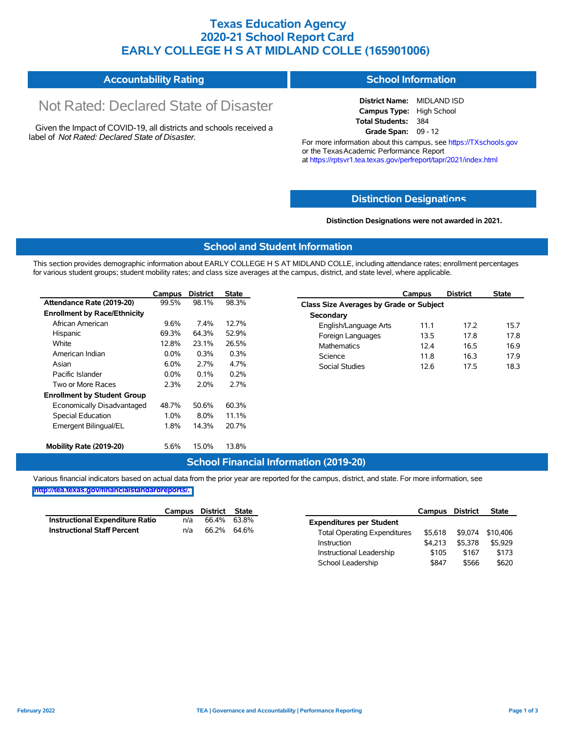# Texas Education Agency
# 2020-21 School Report Card
# EARLY COLLEGE H S AT MIDLAND COLLE (165901006)

## Accountability Rating

Not Rated: Declared State of Disaster

Given the Impact of COVID-19, all districts and schools received a label of *Not Rated: Declared State of Disaster*.

## School Information

**District Name:** MIDLAND ISD
**Campus Type:** High School
**Total Students:** 384
**Grade Span:** 09 - 12

For more information about this campus, see https://TXschools.gov or the Texas Academic Performance Report at https://rptsvr1.tea.texas.gov/perfreport/tapr/2021/index.html

## Distinction Designations

**Distinction Designations were not awarded in 2021.**

## School and Student Information

This section provides demographic information about EARLY COLLEGE H S AT MIDLAND COLLE, including attendance rates; enrollment percentages for various student groups; student mobility rates; and class size averages at the campus, district, and state level, where applicable.

| | Campus | District | State |
|---|---|---|---|
| **Attendance Rate (2019-20)** | 99.5% | 98.1% | 98.3% |
| **Enrollment by Race/Ethnicity** | | | |
| African American | 9.6% | 7.4% | 12.7% |
| Hispanic | 69.3% | 64.3% | 52.9% |
| White | 12.8% | 23.1% | 26.5% |
| American Indian | 0.0% | 0.3% | 0.3% |
| Asian | 6.0% | 2.7% | 4.7% |
| Pacific Islander | 0.0% | 0.1% | 0.2% |
| Two or More Races | 2.3% | 2.0% | 2.7% |
| **Enrollment by Student Group** | | | |
| Economically Disadvantaged | 48.7% | 50.6% | 60.3% |
| Special Education | 1.0% | 8.0% | 11.1% |
| Emergent Bilingual/EL | 1.8% | 14.3% | 20.7% |
| **Mobility Rate (2019-20)** | 5.6% | 15.0% | 13.8% |

| | Campus | District | State |
|---|---|---|---|
| **Class Size Averages by Grade or Subject** | | | |
| **Secondary** | | | |
| English/Language Arts | 11.1 | 17.2 | 15.7 |
| Foreign Languages | 13.5 | 17.8 | 17.8 |
| Mathematics | 12.4 | 16.5 | 16.9 |
| Science | 11.8 | 16.3 | 17.9 |
| Social Studies | 12.6 | 17.5 | 18.3 |

## School Financial Information (2019-20)

Various financial indicators based on actual data from the prior year are reported for the campus, district, and state. For more information, see http://tea.texas.gov/financialstandardreports/.

| | Campus | District | State |
|---|---|---|---|
| **Instructional Expenditure Ratio** | n/a | 66.4% | 63.8% |
| **Instructional Staff Percent** | n/a | 66.2% | 64.6% |

| | Campus | District | State |
|---|---|---|---|
| **Expenditures per Student** | | | |
| Total Operating Expenditures | $5,618 | $9,074 | $10,406 |
| Instruction | $4,213 | $5,378 | $5,929 |
| Instructional Leadership | $105 | $167 | $173 |
| School Leadership | $847 | $566 | $620 |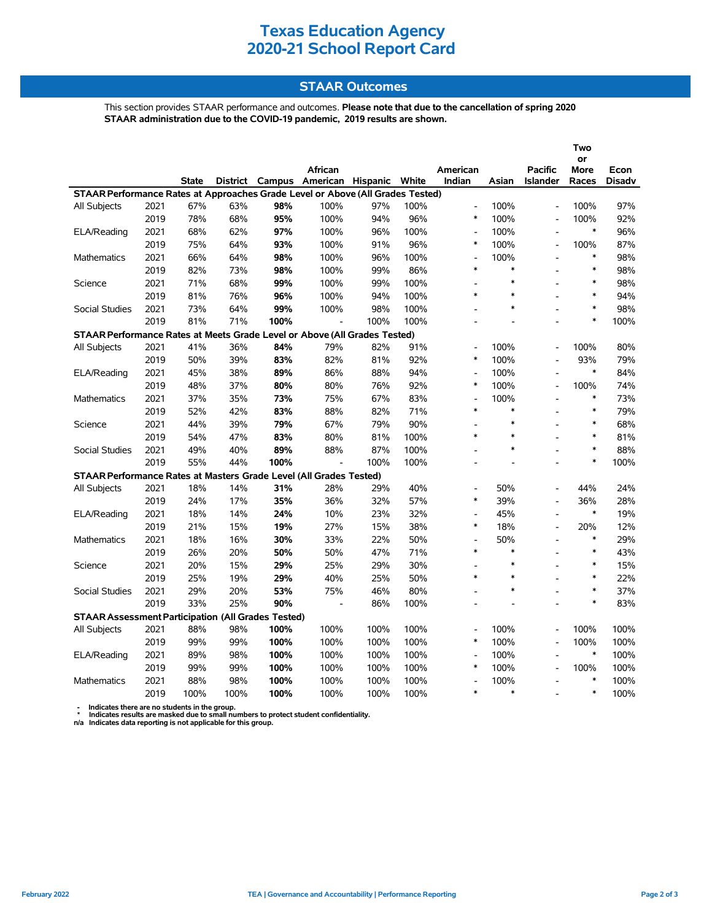# Texas Education Agency
# 2020-21 School Report Card

## STAAR Outcomes

This section provides STAAR performance and outcomes. **Please note that due to the cancellation of spring 2020 STAAR administration due to the COVID-19 pandemic, 2019 results are shown.**

| | | State | District | Campus | African American | Hispanic | White | American Indian | Asian | Pacific Islander | Two or More Races | Econ Disadv |
|---|---|---|---|---|---|---|---|---|---|---|---|---|
| **STAAR Performance Rates at Approaches Grade Level or Above (All Grades Tested)** | | | | | | | | | | | | |
| All Subjects | 2021 | 67% | 63% | **98%** | 100% | 97% | 100% | - | 100% | - | 100% | 97% |
| | 2019 | 78% | 68% | **95%** | 100% | 94% | 96% | * | 100% | - | 100% | 92% |
| ELA/Reading | 2021 | 68% | 62% | **97%** | 100% | 96% | 100% | - | 100% | - | * | 96% |
| | 2019 | 75% | 64% | **93%** | 100% | 91% | 96% | * | 100% | - | 100% | 87% |
| Mathematics | 2021 | 66% | 64% | **98%** | 100% | 96% | 100% | - | 100% | - | * | 98% |
| | 2019 | 82% | 73% | **98%** | 100% | 99% | 86% | * | * | - | * | 98% |
| Science | 2021 | 71% | 68% | **99%** | 100% | 99% | 100% | - | * | - | * | 98% |
| | 2019 | 81% | 76% | **96%** | 100% | 94% | 100% | * | * | - | * | 94% |
| Social Studies | 2021 | 73% | 64% | **99%** | 100% | 98% | 100% | - | * | - | * | 98% |
| | 2019 | 81% | 71% | **100%** | - | 100% | 100% | - | - | - | * | 100% |
| **STAAR Performance Rates at Meets Grade Level or Above (All Grades Tested)** | | | | | | | | | | | | |
| All Subjects | 2021 | 41% | 36% | **84%** | 79% | 82% | 91% | - | 100% | - | 100% | 80% |
| | 2019 | 50% | 39% | **83%** | 82% | 81% | 92% | * | 100% | - | 93% | 79% |
| ELA/Reading | 2021 | 45% | 38% | **89%** | 86% | 88% | 94% | - | 100% | - | * | 84% |
| | 2019 | 48% | 37% | **80%** | 80% | 76% | 92% | * | 100% | - | 100% | 74% |
| Mathematics | 2021 | 37% | 35% | **73%** | 75% | 67% | 83% | - | 100% | - | * | 73% |
| | 2019 | 52% | 42% | **83%** | 88% | 82% | 71% | * | * | - | * | 79% |
| Science | 2021 | 44% | 39% | **79%** | 67% | 79% | 90% | - | * | - | * | 68% |
| | 2019 | 54% | 47% | **83%** | 80% | 81% | 100% | * | * | - | * | 81% |
| Social Studies | 2021 | 49% | 40% | **89%** | 88% | 87% | 100% | - | * | - | * | 88% |
| | 2019 | 55% | 44% | **100%** | - | 100% | 100% | - | - | - | * | 100% |
| **STAAR Performance Rates at Masters Grade Level (All Grades Tested)** | | | | | | | | | | | | |
| All Subjects | 2021 | 18% | 14% | **31%** | 28% | 29% | 40% | - | 50% | - | 44% | 24% |
| | 2019 | 24% | 17% | **35%** | 36% | 32% | 57% | * | 39% | - | 36% | 28% |
| ELA/Reading | 2021 | 18% | 14% | **24%** | 10% | 23% | 32% | - | 45% | - | * | 19% |
| | 2019 | 21% | 15% | **19%** | 27% | 15% | 38% | * | 18% | - | 20% | 12% |
| Mathematics | 2021 | 18% | 16% | **30%** | 33% | 22% | 50% | - | 50% | - | * | 29% |
| | 2019 | 26% | 20% | **50%** | 50% | 47% | 71% | * | * | - | * | 43% |
| Science | 2021 | 20% | 15% | **29%** | 25% | 29% | 30% | - | * | - | * | 15% |
| | 2019 | 25% | 19% | **29%** | 40% | 25% | 50% | * | * | - | * | 22% |
| Social Studies | 2021 | 29% | 20% | **53%** | 75% | 46% | 80% | - | * | - | * | 37% |
| | 2019 | 33% | 25% | **90%** | - | 86% | 100% | - | - | - | * | 83% |
| **STAAR Assessment Participation (All Grades Tested)** | | | | | | | | | | | | |
| All Subjects | 2021 | 88% | 98% | **100%** | 100% | 100% | 100% | - | 100% | - | 100% | 100% |
| | 2019 | 99% | 99% | **100%** | 100% | 100% | 100% | * | 100% | - | 100% | 100% |
| ELA/Reading | 2021 | 89% | 98% | **100%** | 100% | 100% | 100% | - | 100% | - | * | 100% |
| | 2019 | 99% | 99% | **100%** | 100% | 100% | 100% | * | 100% | - | 100% | 100% |
| Mathematics | 2021 | 88% | 98% | **100%** | 100% | 100% | 100% | - | 100% | - | * | 100% |
| | 2019 | 100% | 100% | **100%** | 100% | 100% | 100% | * | * | - | * | 100% |

- Indicates there are no students in the group.
* Indicates results are masked due to small numbers to protect student confidentiality.
n/a Indicates data reporting is not applicable for this group.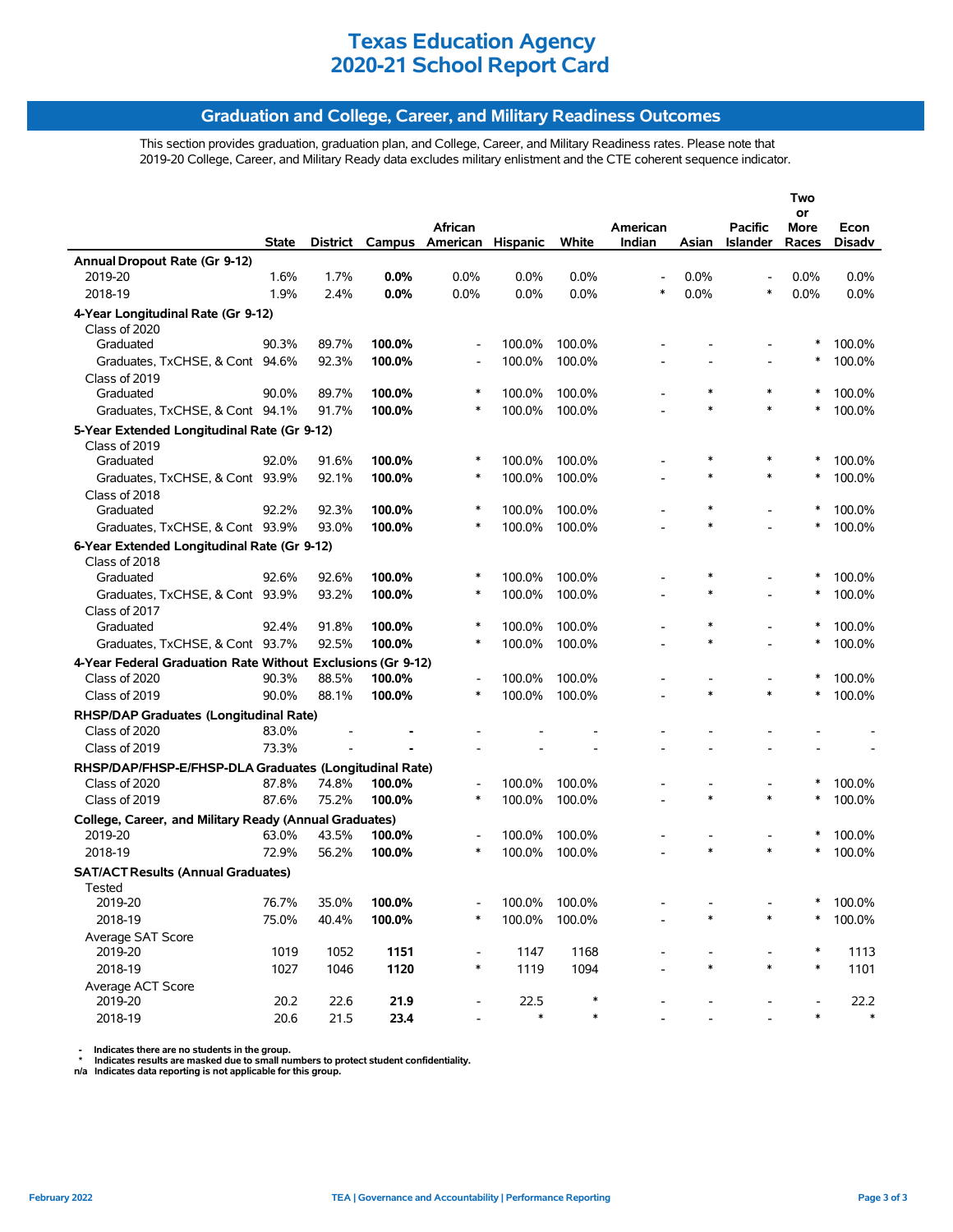# Texas Education Agency
# 2020-21 School Report Card

## Graduation and College, Career, and Military Readiness Outcomes

This section provides graduation, graduation plan, and College, Career, and Military Readiness rates. Please note that 2019-20 College, Career, and Military Ready data excludes military enlistment and the CTE coherent sequence indicator.

| | State | District | Campus | African American | Hispanic | White | American Indian | Asian | Pacific Islander | Two or More Races | Econ Disadv |
|---|---|---|---|---|---|---|---|---|---|---|---|
| **Annual Dropout Rate (Gr 9-12)** | | | | | | | | | | | |
| 2019-20 | 1.6% | 1.7% | **0.0%** | 0.0% | 0.0% | 0.0% | - | 0.0% | - | 0.0% | 0.0% |
| 2018-19 | 1.9% | 2.4% | **0.0%** | 0.0% | 0.0% | 0.0% | * | 0.0% | * | 0.0% | 0.0% |
| **4-Year Longitudinal Rate (Gr 9-12)** | | | | | | | | | | | |
| Class of 2020 | | | | | | | | | | | |
| Graduated | 90.3% | 89.7% | **100.0%** | - | 100.0% | 100.0% | - | - | - | * | 100.0% |
| Graduates, TxCHSE, & Cont | 94.6% | 92.3% | **100.0%** | - | 100.0% | 100.0% | - | - | - | * | 100.0% |
| Class of 2019 | | | | | | | | | | | |
| Graduated | 90.0% | 89.7% | **100.0%** | * | 100.0% | 100.0% | - | * | * | * | 100.0% |
| Graduates, TxCHSE, & Cont | 94.1% | 91.7% | **100.0%** | * | 100.0% | 100.0% | - | * | * | * | 100.0% |
| **5-Year Extended Longitudinal Rate (Gr 9-12)** | | | | | | | | | | | |
| Class of 2019 | | | | | | | | | | | |
| Graduated | 92.0% | 91.6% | **100.0%** | * | 100.0% | 100.0% | - | * | * | * | 100.0% |
| Graduates, TxCHSE, & Cont | 93.9% | 92.1% | **100.0%** | * | 100.0% | 100.0% | - | * | * | * | 100.0% |
| Class of 2018 | | | | | | | | | | | |
| Graduated | 92.2% | 92.3% | **100.0%** | * | 100.0% | 100.0% | - | * | - | * | 100.0% |
| Graduates, TxCHSE, & Cont | 93.9% | 93.0% | **100.0%** | * | 100.0% | 100.0% | - | * | - | * | 100.0% |
| **6-Year Extended Longitudinal Rate (Gr 9-12)** | | | | | | | | | | | |
| Class of 2018 | | | | | | | | | | | |
| Graduated | 92.6% | 92.6% | **100.0%** | * | 100.0% | 100.0% | - | * | - | * | 100.0% |
| Graduates, TxCHSE, & Cont | 93.9% | 93.2% | **100.0%** | * | 100.0% | 100.0% | - | * | - | * | 100.0% |
| Class of 2017 | | | | | | | | | | | |
| Graduated | 92.4% | 91.8% | **100.0%** | * | 100.0% | 100.0% | - | * | - | * | 100.0% |
| Graduates, TxCHSE, & Cont | 93.7% | 92.5% | **100.0%** | * | 100.0% | 100.0% | - | * | - | * | 100.0% |
| **4-Year Federal Graduation Rate Without Exclusions (Gr 9-12)** | | | | | | | | | | | |
| Class of 2020 | 90.3% | 88.5% | **100.0%** | - | 100.0% | 100.0% | - | - | - | * | 100.0% |
| Class of 2019 | 90.0% | 88.1% | **100.0%** | * | 100.0% | 100.0% | - | * | * | * | 100.0% |
| **RHSP/DAP Graduates (Longitudinal Rate)** | | | | | | | | | | | |
| Class of 2020 | 83.0% | - | **-** | - | - | - | - | - | - | - | - |
| Class of 2019 | 73.3% | - | **-** | - | - | - | - | - | - | - | - |
| **RHSP/DAP/FHSP-E/FHSP-DLA Graduates (Longitudinal Rate)** | | | | | | | | | | | |
| Class of 2020 | 87.8% | 74.8% | **100.0%** | - | 100.0% | 100.0% | - | - | - | * | 100.0% |
| Class of 2019 | 87.6% | 75.2% | **100.0%** | * | 100.0% | 100.0% | - | * | * | * | 100.0% |
| **College, Career, and Military Ready (Annual Graduates)** | | | | | | | | | | | |
| 2019-20 | 63.0% | 43.5% | **100.0%** | - | 100.0% | 100.0% | - | - | - | * | 100.0% |
| 2018-19 | 72.9% | 56.2% | **100.0%** | * | 100.0% | 100.0% | - | * | * | * | 100.0% |
| **SAT/ACT Results (Annual Graduates)** | | | | | | | | | | | |
| Tested | | | | | | | | | | | |
| 2019-20 | 76.7% | 35.0% | **100.0%** | - | 100.0% | 100.0% | - | - | - | * | 100.0% |
| 2018-19 | 75.0% | 40.4% | **100.0%** | * | 100.0% | 100.0% | - | * | * | * | 100.0% |
| Average SAT Score | | | | | | | | | | | |
| 2019-20 | 1019 | 1052 | **1151** | - | 1147 | 1168 | - | - | - | * | 1113 |
| 2018-19 | 1027 | 1046 | **1120** | * | 1119 | 1094 | - | * | * | * | 1101 |
| Average ACT Score | | | | | | | | | | | |
| 2019-20 | 20.2 | 22.6 | **21.9** | - | 22.5 | * | - | - | - | - | 22.2 |
| 2018-19 | 20.6 | 21.5 | **23.4** | - | * | * | - | - | - | * | * |

**-** Indicates there are no students in the group.
**\*** Indicates results are masked due to small numbers to protect student confidentiality.
**n/a** Indicates data reporting is not applicable for this group.